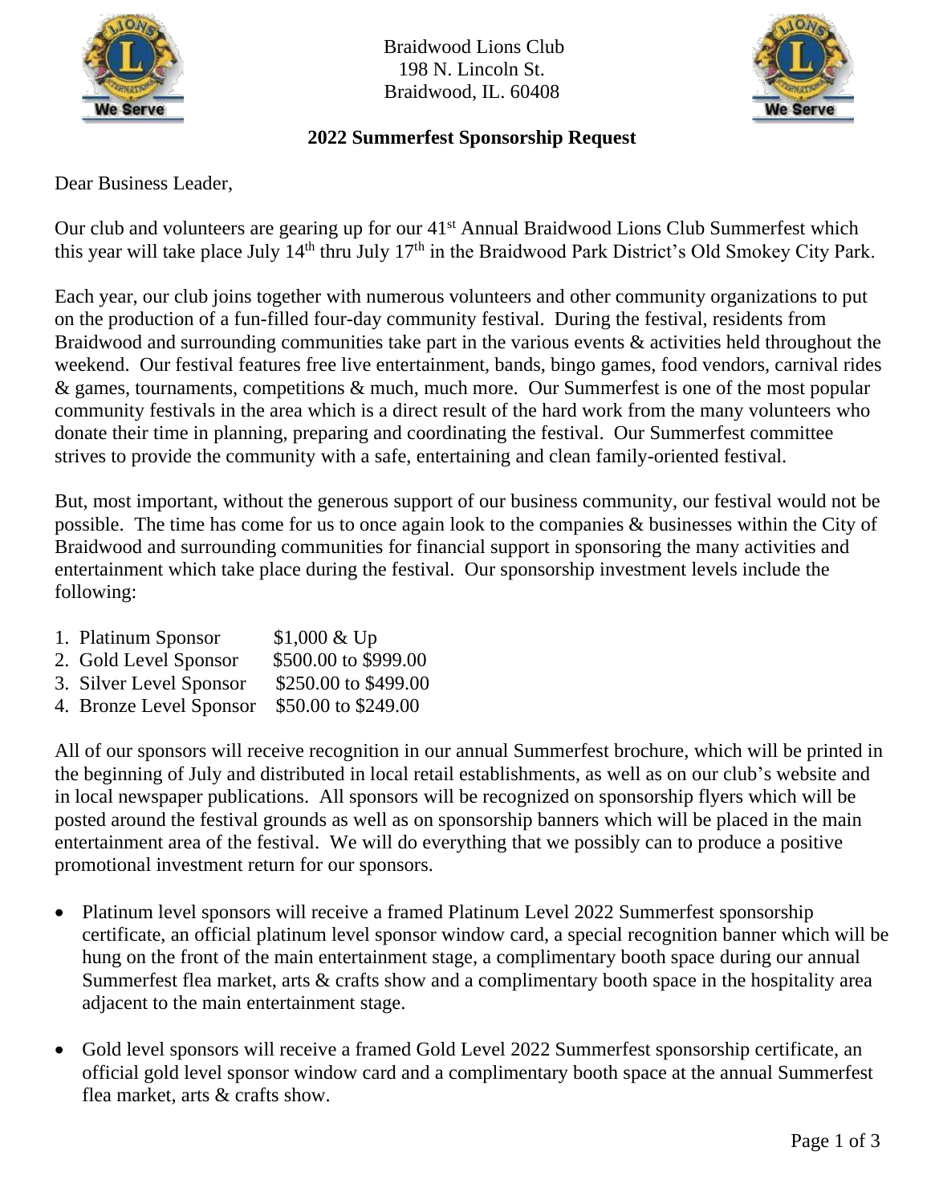Braidwood Lions Club
198 N. Lincoln St.
Braidwood, IL. 60408

## 2022 Summerfest Sponsorship Request

Dear Business Leader,

Our club and volunteers are gearing up for our 41st Annual Braidwood Lions Club Summerfest which this year will take place July 14th thru July 17th in the Braidwood Park District's Old Smokey City Park.

Each year, our club joins together with numerous volunteers and other community organizations to put on the production of a fun-filled four-day community festival. During the festival, residents from Braidwood and surrounding communities take part in the various events & activities held throughout the weekend. Our festival features free live entertainment, bands, bingo games, food vendors, carnival rides & games, tournaments, competitions & much, much more. Our Summerfest is one of the most popular community festivals in the area which is a direct result of the hard work from the many volunteers who donate their time in planning, preparing and coordinating the festival. Our Summerfest committee strives to provide the community with a safe, entertaining and clean family-oriented festival.

But, most important, without the generous support of our business community, our festival would not be possible. The time has come for us to once again look to the companies & businesses within the City of Braidwood and surrounding communities for financial support in sponsoring the many activities and entertainment which take place during the festival. Our sponsorship investment levels include the following:

1. Platinum Sponsor $1,000 & Up
2. Gold Level Sponsor $500.00 to $999.00
3. Silver Level Sponsor $250.00 to $499.00
4. Bronze Level Sponsor $50.00 to $249.00

All of our sponsors will receive recognition in our annual Summerfest brochure, which will be printed in the beginning of July and distributed in local retail establishments, as well as on our club's website and in local newspaper publications. All sponsors will be recognized on sponsorship flyers which will be posted around the festival grounds as well as on sponsorship banners which will be placed in the main entertainment area of the festival. We will do everything that we possibly can to produce a positive promotional investment return for our sponsors.

- Platinum level sponsors will receive a framed Platinum Level 2022 Summerfest sponsorship certificate, an official platinum level sponsor window card, a special recognition banner which will be hung on the front of the main entertainment stage, a complimentary booth space during our annual Summerfest flea market, arts & crafts show and a complimentary booth space in the hospitality area adjacent to the main entertainment stage.

- Gold level sponsors will receive a framed Gold Level 2022 Summerfest sponsorship certificate, an official gold level sponsor window card and a complimentary booth space at the annual Summerfest flea market, arts & crafts show.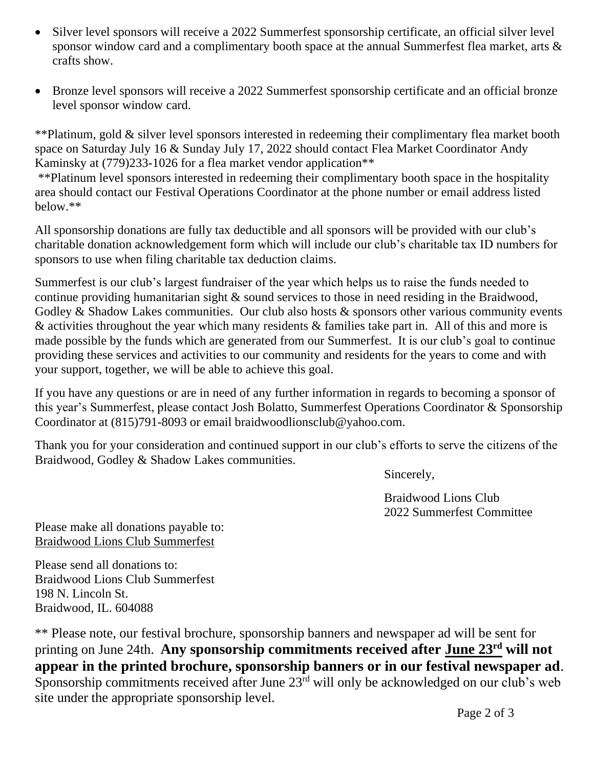- Silver level sponsors will receive a 2022 Summerfest sponsorship certificate, an official silver level sponsor window card and a complimentary booth space at the annual Summerfest flea market, arts & crafts show.

- Bronze level sponsors will receive a 2022 Summerfest sponsorship certificate and an official bronze level sponsor window card.

**Platinum, gold & silver level sponsors interested in redeeming their complimentary flea market booth space on Saturday July 16 & Sunday July 17, 2022 should contact Flea Market Coordinator Andy Kaminsky at (779)233-1026 for a flea market vendor application**

**Platinum level sponsors interested in redeeming their complimentary booth space in the hospitality area should contact our Festival Operations Coordinator at the phone number or email address listed below.**

All sponsorship donations are fully tax deductible and all sponsors will be provided with our club's charitable donation acknowledgement form which will include our club's charitable tax ID numbers for sponsors to use when filing charitable tax deduction claims.

Summerfest is our club's largest fundraiser of the year which helps us to raise the funds needed to continue providing humanitarian sight & sound services to those in need residing in the Braidwood, Godley & Shadow Lakes communities. Our club also hosts & sponsors other various community events & activities throughout the year which many residents & families take part in. All of this and more is made possible by the funds which are generated from our Summerfest. It is our club's goal to continue providing these services and activities to our community and residents for the years to come and with your support, together, we will be able to achieve this goal.

If you have any questions or are in need of any further information in regards to becoming a sponsor of this year's Summerfest, please contact Josh Bolatto, Summerfest Operations Coordinator & Sponsorship Coordinator at (815)791-8093 or email braidwoodlionsclub@yahoo.com.

Thank you for your consideration and continued support in our club's efforts to serve the citizens of the Braidwood, Godley & Shadow Lakes communities.

Sincerely,

Braidwood Lions Club
2022 Summerfest Committee

Please make all donations payable to:
<u>Braidwood Lions Club Summerfest</u>

Please send all donations to:
Braidwood Lions Club Summerfest
198 N. Lincoln St.
Braidwood, IL. 604088

** Please note, our festival brochure, sponsorship banners and newspaper ad will be sent for printing on June 24th. **Any sponsorship commitments received after <u>June 23rd</u> will not appear in the printed brochure, sponsorship banners or in our festival newspaper ad**. Sponsorship commitments received after June 23rd will only be acknowledged on our club's web site under the appropriate sponsorship level.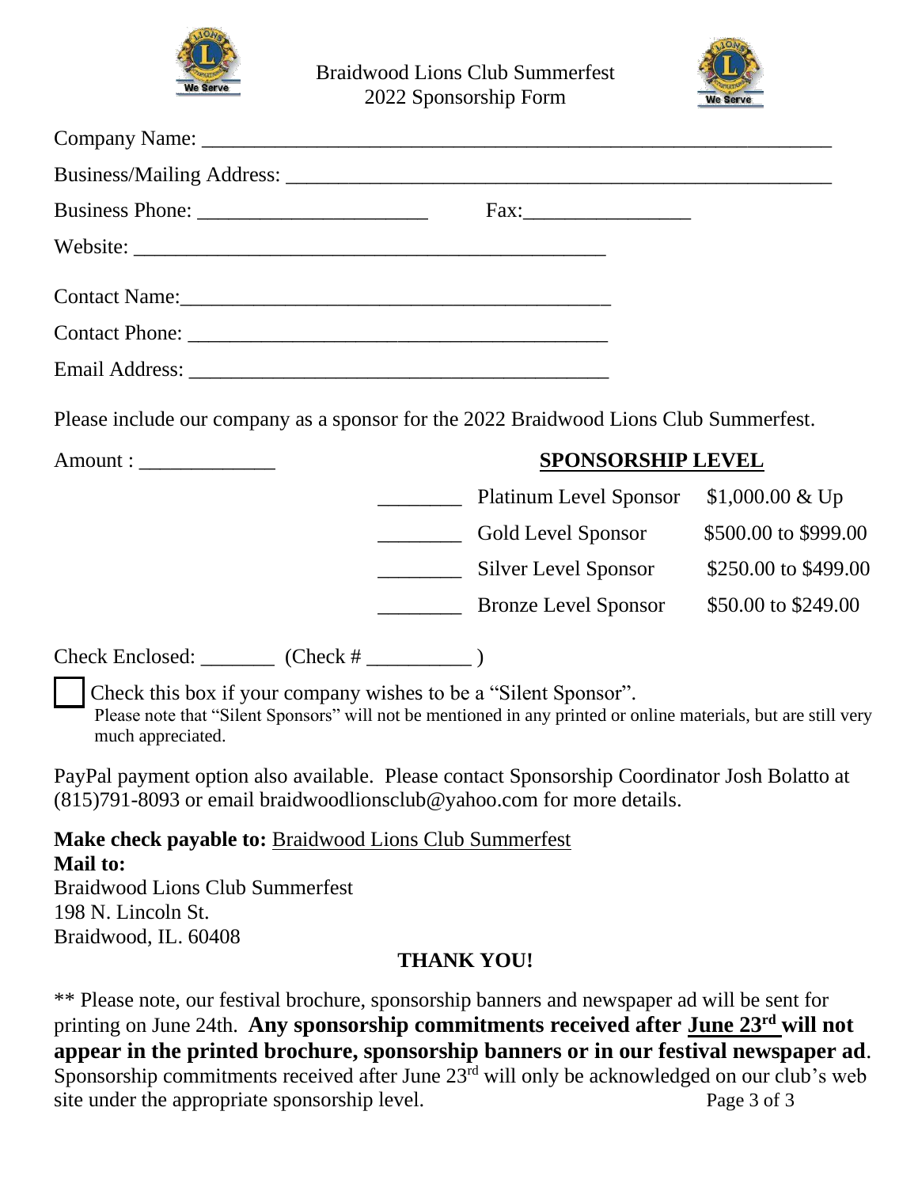Braidwood Lions Club Summerfest
2022 Sponsorship Form

Company Name: ____________________________________________________________

Business/Mailing Address: _____________________________________________________

Business Phone: ______________________ Fax:________________

Website: ______________________________________________

Contact Name:__________________________________________

Contact Phone: _________________________________________

Email Address: _________________________________________

Please include our company as a sponsor for the 2022 Braidwood Lions Club Summerfest.

Amount : _____________

**SPONSORSHIP LEVEL**

| | | |
|---|---|---|
| ________ | Platinum Level Sponsor | $1,000.00 & Up |
| ________ | Gold Level Sponsor | $500.00 to $999.00 |
| ________ | Silver Level Sponsor | $250.00 to $499.00 |
| ________ | Bronze Level Sponsor | $50.00 to $249.00 |

Check Enclosed: _______ (Check # __________ )

☐ Check this box if your company wishes to be a "Silent Sponsor".
Please note that "Silent Sponsors" will not be mentioned in any printed or online materials, but are still very much appreciated.

PayPal payment option also available. Please contact Sponsorship Coordinator Josh Bolatto at (815)791-8093 or email braidwoodlionsclub@yahoo.com for more details.

**Make check payable to:** Braidwood Lions Club Summerfest
**Mail to:**
Braidwood Lions Club Summerfest
198 N. Lincoln St.
Braidwood, IL. 60408

**THANK YOU!**

** Please note, our festival brochure, sponsorship banners and newspaper ad will be sent for printing on June 24th. **Any sponsorship commitments received after June 23rd will not appear in the printed brochure, sponsorship banners or in our festival newspaper ad**. Sponsorship commitments received after June 23rd will only be acknowledged on our club's web site under the appropriate sponsorship level.